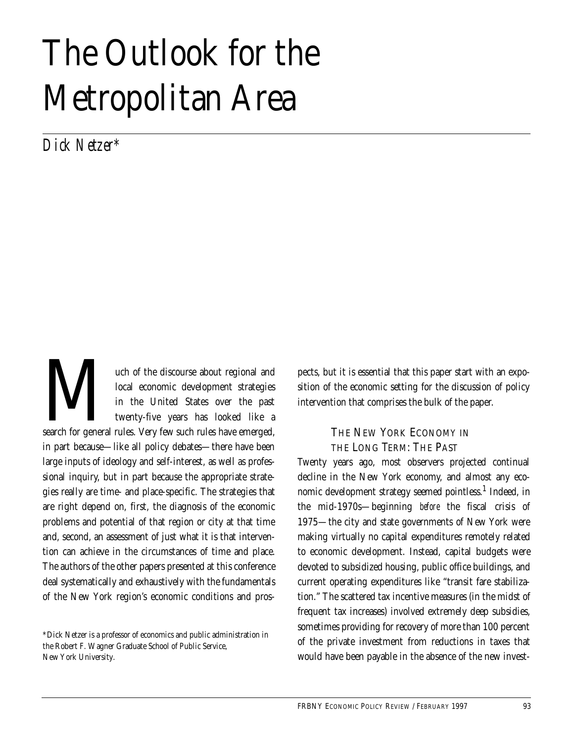# The Outlook for the Metropolitan Area

*Dick Netzer**

Much of the discourse about regional and local economic development strategies in the United States over the past twenty-five years has looked like a search for general rules. Very few such rules have emerged, in part because—like all policy debates—there have been large inputs of ideology and self-interest, as well as professional inquiry, but in part because the appropriate strategies really are time- and place-specific. The strategies that are right depend on, first, the diagnosis of the economic problems and potential of that region or city at that time and, second, an assessment of just what it is that intervention can achieve in the circumstances of time and place. The authors of the other papers presented at this conference deal systematically and exhaustively with the fundamentals of the New York region's economic conditions and prospects, but it is essential that this paper start with an exposition of the economic setting for the discussion of policy intervention that comprises the bulk of the paper.

## The New York Economy in the Long Term: The Past

Twenty years ago, most observers projected continual decline in the New York economy, and almost any economic development strategy seemed pointless.[1] Indeed, in the mid-1970s—beginning *before* the fiscal crisis of 1975—the city and state governments of New York were making virtually no capital expenditures remotely related to economic development. Instead, capital budgets were devoted to subsidized housing, public office buildings, and current operating expenditures like "transit fare stabilization." The scattered tax incentive measures (in the midst of frequent tax increases) involved extremely deep subsidies, sometimes providing for recovery of more than 100 percent of the private investment from reductions in taxes that would have been payable in the absence of the new invest-

*Dick Netzer is a professor of economics and public administration in the Robert F. Wagner Graduate School of Public Service, New York University.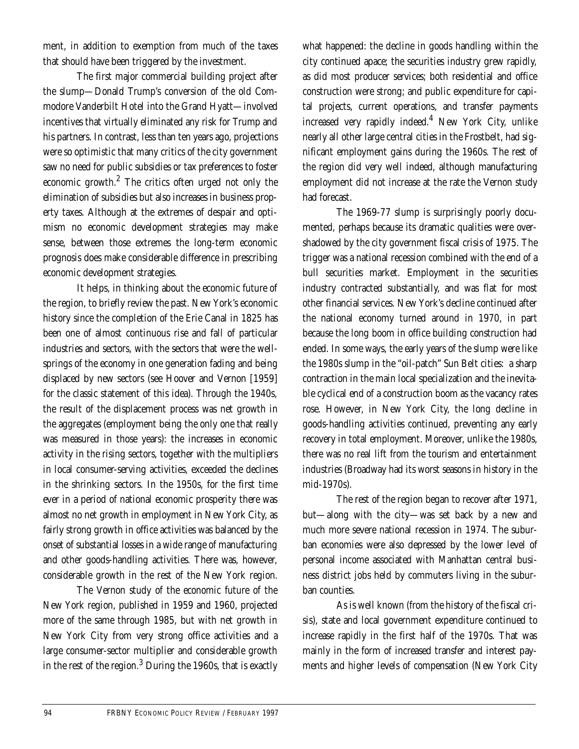ment, in addition to exemption from much of the taxes that should have been triggered by the investment.

The first major commercial building project after the slump—Donald Trump's conversion of the old Commodore Vanderbilt Hotel into the Grand Hyatt—involved incentives that virtually eliminated any risk for Trump and his partners. In contrast, less than ten years ago, projections were so optimistic that many critics of the city government saw no need for public subsidies or tax preferences to foster economic growth.[2] The critics often urged not only the elimination of subsidies but also increases in business property taxes. Although at the extremes of despair and optimism no economic development strategies may make sense, between those extremes the long-term economic prognosis does make considerable difference in prescribing economic development strategies.

It helps, in thinking about the economic future of the region, to briefly review the past. New York's economic history since the completion of the Erie Canal in 1825 has been one of almost continuous rise and fall of particular industries and sectors, with the sectors that were the wellsprings of the economy in one generation fading and being displaced by new sectors (see Hoover and Vernon [1959] for the classic statement of this idea). Through the 1940s, the result of the displacement process was net growth in the aggregates (employment being the only one that really was measured in those years): the increases in economic activity in the rising sectors, together with the multipliers in local consumer-serving activities, exceeded the declines in the shrinking sectors. In the 1950s, for the first time ever in a period of national economic prosperity there was almost no net growth in employment in New York City, as fairly strong growth in office activities was balanced by the onset of substantial losses in a wide range of manufacturing and other goods-handling activities. There was, however, considerable growth in the rest of the New York region.

The Vernon study of the economic future of the New York region, published in 1959 and 1960, projected more of the same through 1985, but with net growth in New York City from very strong office activities and a large consumer-sector multiplier and considerable growth in the rest of the region.[3] During the 1960s, that is exactly what happened: the decline in goods handling within the city continued apace; the securities industry grew rapidly, as did most producer services; both residential and office construction were strong; and public expenditure for capital projects, current operations, and transfer payments increased very rapidly indeed.[4] New York City, unlike nearly all other large central cities in the Frostbelt, had significant employment gains during the 1960s. The rest of the region did very well indeed, although manufacturing employment did not increase at the rate the Vernon study had forecast.

The 1969-77 slump is surprisingly poorly documented, perhaps because its dramatic qualities were overshadowed by the city government fiscal crisis of 1975. The trigger was a national recession combined with the end of a bull securities market. Employment in the securities industry contracted substantially, and was flat for most other financial services. New York's decline continued after the national economy turned around in 1970, in part because the long boom in office building construction had ended. In some ways, the early years of the slump were like the 1980s slump in the "oil-patch" Sun Belt cities: a sharp contraction in the main local specialization and the inevitable cyclical end of a construction boom as the vacancy rates rose. However, in New York City, the long decline in goods-handling activities continued, preventing any early recovery in total employment. Moreover, unlike the 1980s, there was no real lift from the tourism and entertainment industries (Broadway had its worst seasons in history in the mid-1970s).

The rest of the region began to recover after 1971, but—along with the city—was set back by a new and much more severe national recession in 1974. The suburban economies were also depressed by the lower level of personal income associated with Manhattan central business district jobs held by commuters living in the suburban counties.

As is well known (from the history of the fiscal crisis), state and local government expenditure continued to increase rapidly in the first half of the 1970s. That was mainly in the form of increased transfer and interest payments and higher levels of compensation (New York City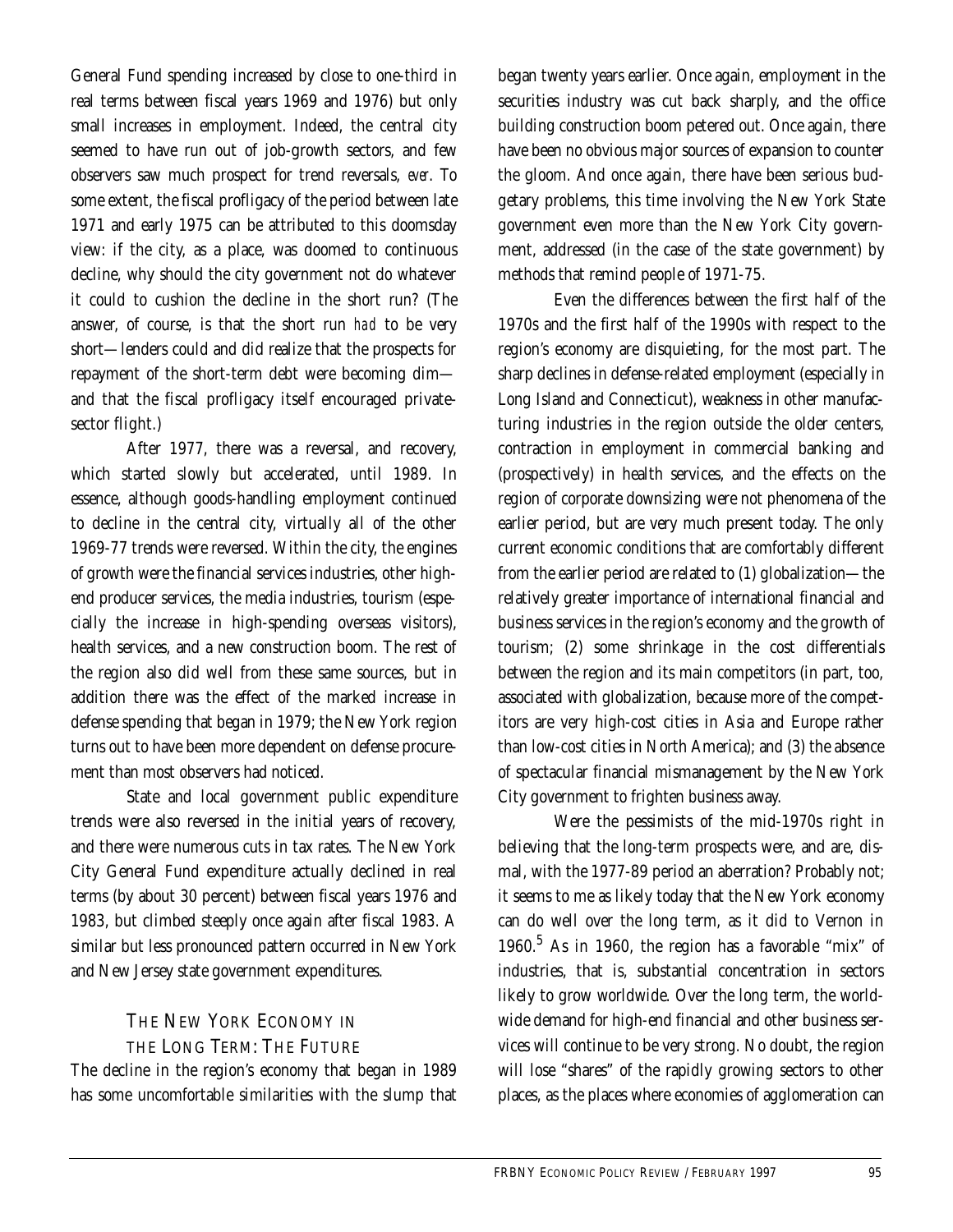General Fund spending increased by close to one-third in real terms between fiscal years 1969 and 1976) but only small increases in employment. Indeed, the central city seemed to have run out of job-growth sectors, and few observers saw much prospect for trend reversals, *ever*. To some extent, the fiscal profligacy of the period between late 1971 and early 1975 can be attributed to this doomsday view: if the city, as a place, was doomed to continuous decline, why should the city government not do whatever it could to cushion the decline in the short run? (The answer, of course, is that the short run *had* to be very short—lenders could and did realize that the prospects for repayment of the short-term debt were becoming dim—and that the fiscal profligacy itself encouraged private-sector flight.)

After 1977, there was a reversal, and recovery, which started slowly but accelerated, until 1989. In essence, although goods-handling employment continued to decline in the central city, virtually all of the other 1969-77 trends were reversed. Within the city, the engines of growth were the financial services industries, other high-end producer services, the media industries, tourism (especially the increase in high-spending overseas visitors), health services, and a new construction boom. The rest of the region also did well from these same sources, but in addition there was the effect of the marked increase in defense spending that began in 1979; the New York region turns out to have been more dependent on defense procurement than most observers had noticed.

State and local government public expenditure trends were also reversed in the initial years of recovery, and there were numerous cuts in tax rates. The New York City General Fund expenditure actually declined in real terms (by about 30 percent) between fiscal years 1976 and 1983, but climbed steeply once again after fiscal 1983. A similar but less pronounced pattern occurred in New York and New Jersey state government expenditures.

## THE NEW YORK ECONOMY IN THE LONG TERM: THE FUTURE

The decline in the region's economy that began in 1989 has some uncomfortable similarities with the slump that began twenty years earlier. Once again, employment in the securities industry was cut back sharply, and the office building construction boom petered out. Once again, there have been no obvious major sources of expansion to counter the gloom. And once again, there have been serious budgetary problems, this time involving the New York State government even more than the New York City government, addressed (in the case of the state government) by methods that remind people of 1971-75.

Even the differences between the first half of the 1970s and the first half of the 1990s with respect to the region's economy are disquieting, for the most part. The sharp declines in defense-related employment (especially in Long Island and Connecticut), weakness in other manufacturing industries in the region outside the older centers, contraction in employment in commercial banking and (prospectively) in health services, and the effects on the region of corporate downsizing were not phenomena of the earlier period, but are very much present today. The only current economic conditions that are comfortably different from the earlier period are related to (1) globalization—the relatively greater importance of international financial and business services in the region's economy and the growth of tourism; (2) some shrinkage in the cost differentials between the region and its main competitors (in part, too, associated with globalization, because more of the competitors are very high-cost cities in Asia and Europe rather than low-cost cities in North America); and (3) the absence of spectacular financial mismanagement by the New York City government to frighten business away.

Were the pessimists of the mid-1970s right in believing that the long-term prospects were, and are, dismal, with the 1977-89 period an aberration? Probably not; it seems to me as likely today that the New York economy can do well over the long term, as it did to Vernon in 1960.[5] As in 1960, the region has a favorable "mix" of industries, that is, substantial concentration in sectors likely to grow worldwide. Over the long term, the worldwide demand for high-end financial and other business services will continue to be very strong. No doubt, the region will lose "shares" of the rapidly growing sectors to other places, as the places where economies of agglomeration can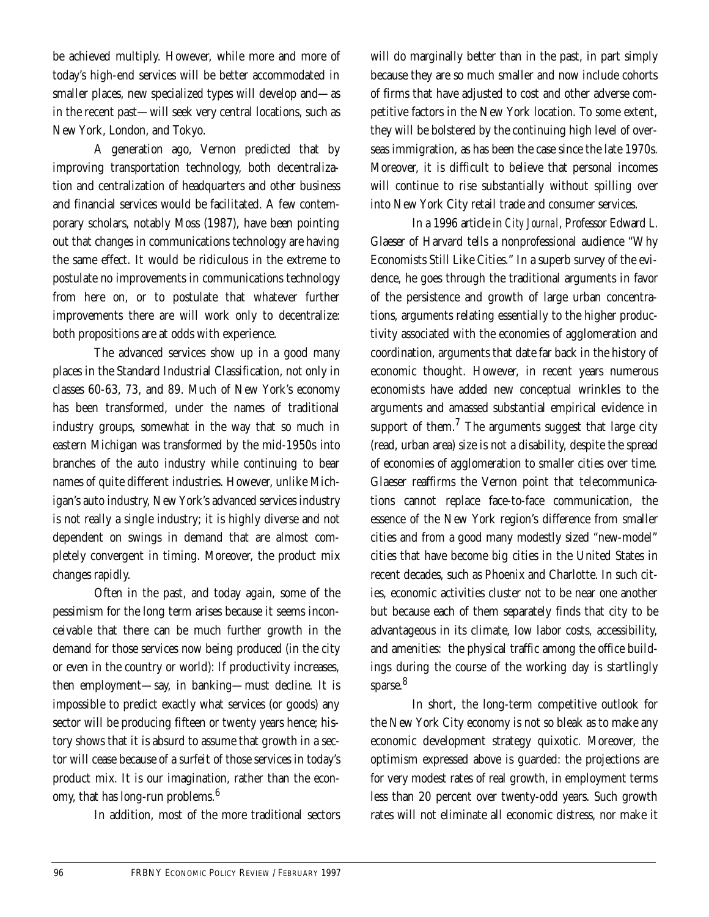be achieved multiply. However, while more and more of today's high-end services will be better accommodated in smaller places, new specialized types will develop and—as in the recent past—will seek very central locations, such as New York, London, and Tokyo.

A generation ago, Vernon predicted that by improving transportation technology, both decentralization and centralization of headquarters and other business and financial services would be facilitated. A few contemporary scholars, notably Moss (1987), have been pointing out that changes in communications technology are having the same effect. It would be ridiculous in the extreme to postulate no improvements in communications technology from here on, or to postulate that whatever further improvements there are will work only to decentralize: both propositions are at odds with experience.

The advanced services show up in a good many places in the Standard Industrial Classification, not only in classes 60-63, 73, and 89. Much of New York's economy has been transformed, under the names of traditional industry groups, somewhat in the way that so much in eastern Michigan was transformed by the mid-1950s into branches of the auto industry while continuing to bear names of quite different industries. However, unlike Michigan's auto industry, New York's advanced services industry is not really a single industry; it is highly diverse and not dependent on swings in demand that are almost completely convergent in timing. Moreover, the product mix changes rapidly.

Often in the past, and today again, some of the pessimism for the long term arises because it seems inconceivable that there can be much further growth in the demand for those services now being produced (in the city or even in the country or world): If productivity increases, then employment—say, in banking—must decline. It is impossible to predict exactly what services (or goods) any sector will be producing fifteen or twenty years hence; history shows that it is absurd to assume that growth in a sector will cease because of a surfeit of those services in today's product mix. It is our imagination, rather than the economy, that has long-run problems.[6]

In addition, most of the more traditional sectors will do marginally better than in the past, in part simply because they are so much smaller and now include cohorts of firms that have adjusted to cost and other adverse competitive factors in the New York location. To some extent, they will be bolstered by the continuing high level of overseas immigration, as has been the case since the late 1970s. Moreover, it is difficult to believe that personal incomes will continue to rise substantially without spilling over into New York City retail trade and consumer services.

In a 1996 article in *City Journal*, Professor Edward L. Glaeser of Harvard tells a nonprofessional audience "Why Economists Still Like Cities." In a superb survey of the evidence, he goes through the traditional arguments in favor of the persistence and growth of large urban concentrations, arguments relating essentially to the higher productivity associated with the economies of agglomeration and coordination, arguments that date far back in the history of economic thought. However, in recent years numerous economists have added new conceptual wrinkles to the arguments and amassed substantial empirical evidence in support of them.[7] The arguments suggest that large city (read, urban area) size is not a disability, despite the spread of economies of agglomeration to smaller cities over time. Glaeser reaffirms the Vernon point that telecommunications cannot replace face-to-face communication, the essence of the New York region's difference from smaller cities and from a good many modestly sized "new-model" cities that have become big cities in the United States in recent decades, such as Phoenix and Charlotte. In such cities, economic activities cluster not to be near one another but because each of them separately finds that city to be advantageous in its climate, low labor costs, accessibility, and amenities: the physical traffic among the office buildings during the course of the working day is startlingly sparse.[8]

In short, the long-term competitive outlook for the New York City economy is not so bleak as to make any economic development strategy quixotic. Moreover, the optimism expressed above is guarded: the projections are for very modest rates of real growth, in employment terms less than 20 percent over twenty-odd years. Such growth rates will not eliminate all economic distress, nor make it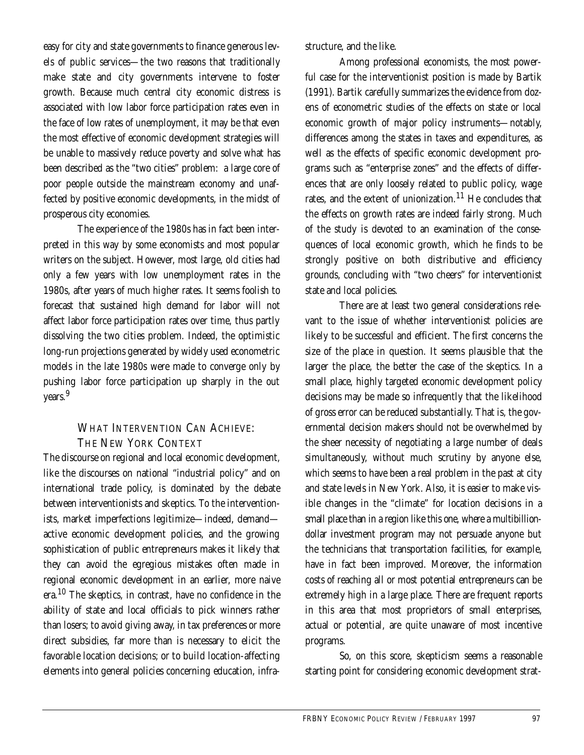easy for city and state governments to finance generous levels of public services—the two reasons that traditionally make state and city governments intervene to foster growth. Because much central city economic distress is associated with low labor force participation rates even in the face of low rates of unemployment, it may be that even the most effective of economic development strategies will be unable to massively reduce poverty and solve what has been described as the "two cities" problem: a large core of poor people outside the mainstream economy and unaffected by positive economic developments, in the midst of prosperous city economies.

The experience of the 1980s has in fact been interpreted in this way by some economists and most popular writers on the subject. However, most large, old cities had only a few years with low unemployment rates in the 1980s, after years of much higher rates. It seems foolish to forecast that sustained high demand for labor will not affect labor force participation rates over time, thus partly dissolving the two cities problem. Indeed, the optimistic long-run projections generated by widely used econometric models in the late 1980s were made to converge only by pushing labor force participation up sharply in the out years.[9]

## WHAT INTERVENTION CAN ACHIEVE: THE NEW YORK CONTEXT

The discourse on regional and local economic development, like the discourses on national "industrial policy" and on international trade policy, is dominated by the debate between interventionists and skeptics. To the interventionists, market imperfections legitimize—indeed, demand—active economic development policies, and the growing sophistication of public entrepreneurs makes it likely that they can avoid the egregious mistakes often made in regional economic development in an earlier, more naive era.[10] The skeptics, in contrast, have no confidence in the ability of state and local officials to pick winners rather than losers; to avoid giving away, in tax preferences or more direct subsidies, far more than is necessary to elicit the favorable location decisions; or to build location-affecting elements into general policies concerning education, infrastructure, and the like.

Among professional economists, the most powerful case for the interventionist position is made by Bartik (1991). Bartik carefully summarizes the evidence from dozens of econometric studies of the effects on state or local economic growth of major policy instruments—notably, differences among the states in taxes and expenditures, as well as the effects of specific economic development programs such as "enterprise zones" and the effects of differences that are only loosely related to public policy, wage rates, and the extent of unionization.[11] He concludes that the effects on growth rates are indeed fairly strong. Much of the study is devoted to an examination of the consequences of local economic growth, which he finds to be strongly positive on both distributive and efficiency grounds, concluding with "two cheers" for interventionist state and local policies.

There are at least two general considerations relevant to the issue of whether interventionist policies are likely to be successful and efficient. The first concerns the size of the place in question. It seems plausible that the larger the place, the better the case of the skeptics. In a small place, highly targeted economic development policy decisions may be made so infrequently that the likelihood of gross error can be reduced substantially. That is, the governmental decision makers should not be overwhelmed by the sheer necessity of negotiating a large number of deals simultaneously, without much scrutiny by anyone else, which seems to have been a real problem in the past at city and state levels in New York. Also, it is easier to make visible changes in the "climate" for location decisions in a small place than in a region like this one, where a multibillion-dollar investment program may not persuade anyone but the technicians that transportation facilities, for example, have in fact been improved. Moreover, the information costs of reaching all or most potential entrepreneurs can be extremely high in a large place. There are frequent reports in this area that most proprietors of small enterprises, actual or potential, are quite unaware of most incentive programs.

So, on this score, skepticism seems a reasonable starting point for considering economic development strat-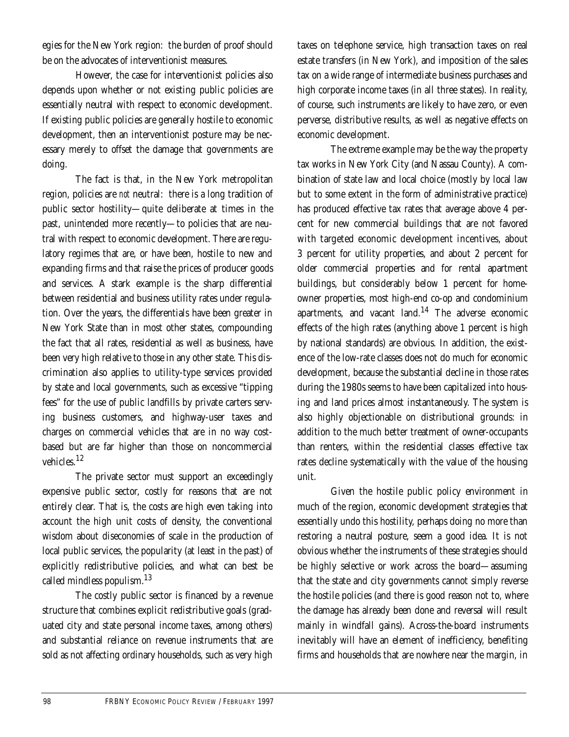egies for the New York region: the burden of proof should be on the advocates of interventionist measures.

However, the case for interventionist policies also depends upon whether or not existing public policies are essentially neutral with respect to economic development. If existing public policies are generally hostile to economic development, then an interventionist posture may be necessary merely to offset the damage that governments are doing.

The fact is that, in the New York metropolitan region, policies are *not* neutral: there is a long tradition of public sector hostility—quite deliberate at times in the past, unintended more recently—to policies that are neutral with respect to economic development. There are regulatory regimes that are, or have been, hostile to new and expanding firms and that raise the prices of producer goods and services. A stark example is the sharp differential between residential and business utility rates under regulation. Over the years, the differentials have been greater in New York State than in most other states, compounding the fact that all rates, residential as well as business, have been very high relative to those in any other state. This discrimination also applies to utility-type services provided by state and local governments, such as excessive "tipping fees" for the use of public landfills by private carters serving business customers, and highway-user taxes and charges on commercial vehicles that are in no way cost-based but are far higher than those on noncommercial vehicles.[12]

The private sector must support an exceedingly expensive public sector, costly for reasons that are not entirely clear. That is, the costs are high even taking into account the high unit costs of density, the conventional wisdom about diseconomies of scale in the production of local public services, the popularity (at least in the past) of explicitly redistributive policies, and what can best be called mindless populism.[13]

The costly public sector is financed by a revenue structure that combines explicit redistributive goals (graduated city and state personal income taxes, among others) and substantial reliance on revenue instruments that are sold as not affecting ordinary households, such as very high taxes on telephone service, high transaction taxes on real estate transfers (in New York), and imposition of the sales tax on a wide range of intermediate business purchases and high corporate income taxes (in all three states). In reality, of course, such instruments are likely to have zero, or even perverse, distributive results, as well as negative effects on economic development.

The extreme example may be the way the property tax works in New York City (and Nassau County). A combination of state law and local choice (mostly by local law but to some extent in the form of administrative practice) has produced effective tax rates that average above 4 percent for new commercial buildings that are not favored with targeted economic development incentives, about 3 percent for utility properties, and about 2 percent for older commercial properties and for rental apartment buildings, but considerably below 1 percent for homeowner properties, most high-end co-op and condominium apartments, and vacant land.[14] The adverse economic effects of the high rates (anything above 1 percent is high by national standards) are obvious. In addition, the existence of the low-rate classes does not do much for economic development, because the substantial decline in those rates during the 1980s seems to have been capitalized into housing and land prices almost instantaneously. The system is also highly objectionable on distributional grounds: in addition to the much better treatment of owner-occupants than renters, within the residential classes effective tax rates decline systematically with the value of the housing unit.

Given the hostile public policy environment in much of the region, economic development strategies that essentially undo this hostility, perhaps doing no more than restoring a neutral posture, seem a good idea. It is not obvious whether the instruments of these strategies should be highly selective or work across the board—assuming that the state and city governments cannot simply reverse the hostile policies (and there is good reason not to, where the damage has already been done and reversal will result mainly in windfall gains). Across-the-board instruments inevitably will have an element of inefficiency, benefiting firms and households that are nowhere near the margin, in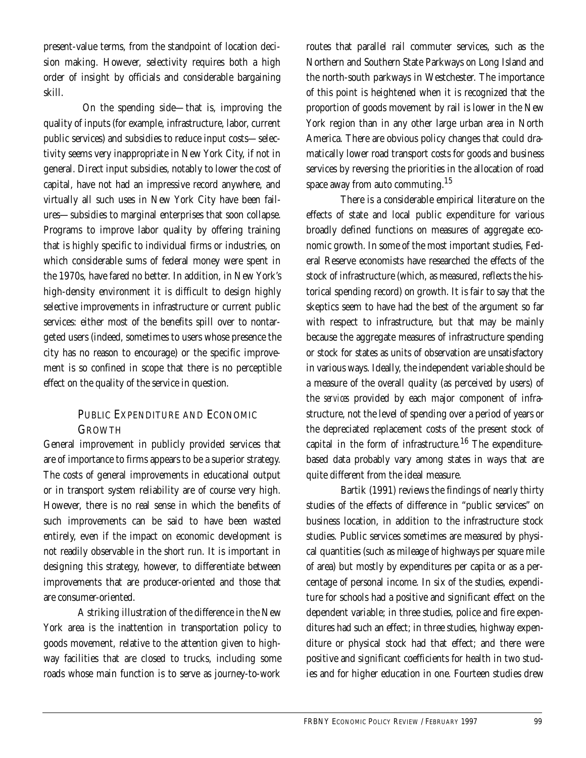present-value terms, from the standpoint of location decision making. However, selectivity requires both a high order of insight by officials and considerable bargaining skill.

On the spending side—that is, improving the quality of inputs (for example, infrastructure, labor, current public services) and subsidies to reduce input costs—selectivity seems very inappropriate in New York City, if not in general. Direct input subsidies, notably to lower the cost of capital, have not had an impressive record anywhere, and virtually all such uses in New York City have been failures—subsidies to marginal enterprises that soon collapse. Programs to improve labor quality by offering training that is highly specific to individual firms or industries, on which considerable sums of federal money were spent in the 1970s, have fared no better. In addition, in New York's high-density environment it is difficult to design highly selective improvements in infrastructure or current public services: either most of the benefits spill over to nontargeted users (indeed, sometimes to users whose presence the city has no reason to encourage) or the specific improvement is so confined in scope that there is no perceptible effect on the quality of the service in question.

## PUBLIC EXPENDITURE AND ECONOMIC GROWTH

General improvement in publicly provided services that are of importance to firms appears to be a superior strategy. The costs of general improvements in educational output or in transport system reliability are of course very high. However, there is no real sense in which the benefits of such improvements can be said to have been wasted entirely, even if the impact on economic development is not readily observable in the short run. It is important in designing this strategy, however, to differentiate between improvements that are producer-oriented and those that are consumer-oriented.

A striking illustration of the difference in the New York area is the inattention in transportation policy to goods movement, relative to the attention given to highway facilities that are closed to trucks, including some roads whose main function is to serve as journey-to-work routes that parallel rail commuter services, such as the Northern and Southern State Parkways on Long Island and the north-south parkways in Westchester. The importance of this point is heightened when it is recognized that the proportion of goods movement by rail is lower in the New York region than in any other large urban area in North America. There are obvious policy changes that could dramatically lower road transport costs for goods and business services by reversing the priorities in the allocation of road space away from auto commuting.[15]

There is a considerable empirical literature on the effects of state and local public expenditure for various broadly defined functions on measures of aggregate economic growth. In some of the most important studies, Federal Reserve economists have researched the effects of the stock of infrastructure (which, as measured, reflects the historical spending record) on growth. It is fair to say that the skeptics seem to have had the best of the argument so far with respect to infrastructure, but that may be mainly because the aggregate measures of infrastructure spending or stock for states as units of observation are unsatisfactory in various ways. Ideally, the independent variable should be a measure of the overall quality (as perceived by users) of the *services* provided by each major component of infrastructure, not the level of spending over a period of years or the depreciated replacement costs of the present stock of capital in the form of infrastructure.[16] The expenditure-based data probably vary among states in ways that are quite different from the ideal measure.

Bartik (1991) reviews the findings of nearly thirty studies of the effects of difference in "public services" on business location, in addition to the infrastructure stock studies. Public services sometimes are measured by physical quantities (such as mileage of highways per square mile of area) but mostly by expenditures per capita or as a percentage of personal income. In six of the studies, expenditure for schools had a positive and significant effect on the dependent variable; in three studies, police and fire expenditures had such an effect; in three studies, highway expenditure or physical stock had that effect; and there were positive and significant coefficients for health in two studies and for higher education in one. Fourteen studies drew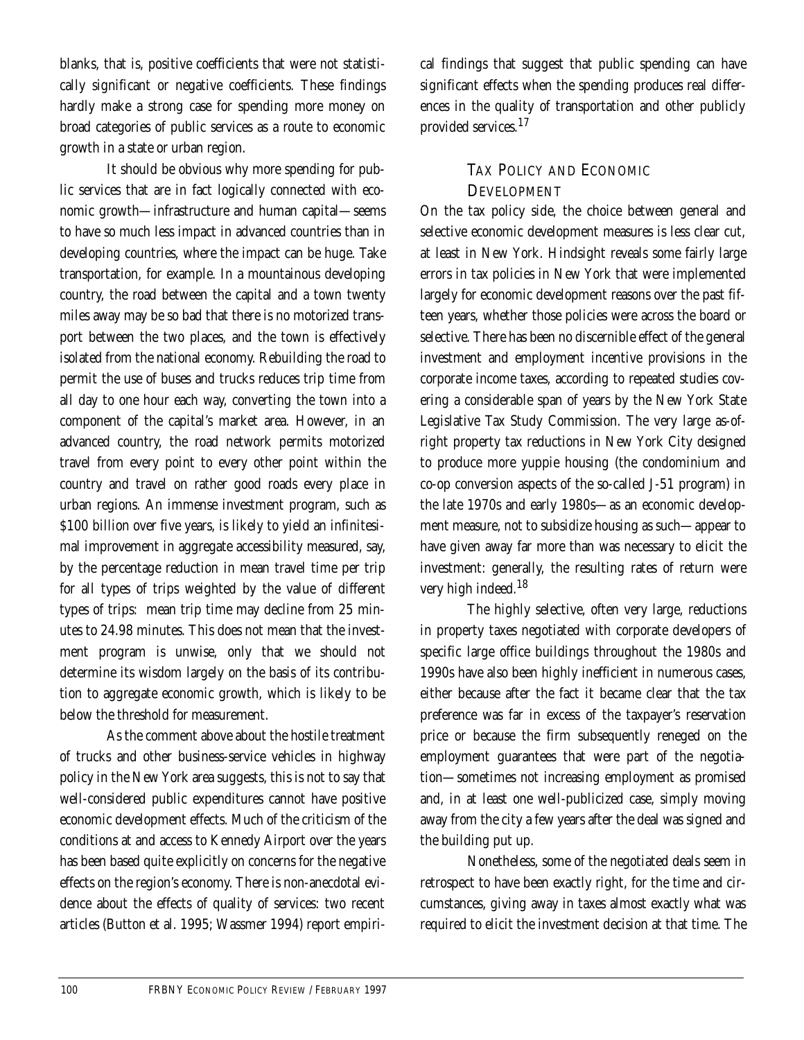blanks, that is, positive coefficients that were not statistically significant or negative coefficients. These findings hardly make a strong case for spending more money on broad categories of public services as a route to economic growth in a state or urban region.

It should be obvious why more spending for public services that are in fact logically connected with economic growth—infrastructure and human capital—seems to have so much less impact in advanced countries than in developing countries, where the impact can be huge. Take transportation, for example. In a mountainous developing country, the road between the capital and a town twenty miles away may be so bad that there is no motorized transport between the two places, and the town is effectively isolated from the national economy. Rebuilding the road to permit the use of buses and trucks reduces trip time from all day to one hour each way, converting the town into a component of the capital's market area. However, in an advanced country, the road network permits motorized travel from every point to every other point within the country and travel on rather good roads every place in urban regions. An immense investment program, such as \$100 billion over five years, is likely to yield an infinitesimal improvement in aggregate accessibility measured, say, by the percentage reduction in mean travel time per trip for all types of trips weighted by the value of different types of trips: mean trip time may decline from 25 minutes to 24.98 minutes. This does not mean that the investment program is unwise, only that we should not determine its wisdom largely on the basis of its contribution to aggregate economic growth, which is likely to be below the threshold for measurement.

As the comment above about the hostile treatment of trucks and other business-service vehicles in highway policy in the New York area suggests, this is not to say that well-considered public expenditures cannot have positive economic development effects. Much of the criticism of the conditions at and access to Kennedy Airport over the years has been based quite explicitly on concerns for the negative effects on the region's economy. There is non-anecdotal evidence about the effects of quality of services: two recent articles (Button et al. 1995; Wassmer 1994) report empirical findings that suggest that public spending can have significant effects when the spending produces real differences in the quality of transportation and other publicly provided services.[17]

## Tax Policy and Economic Development

On the tax policy side, the choice between general and selective economic development measures is less clear cut, at least in New York. Hindsight reveals some fairly large errors in tax policies in New York that were implemented largely for economic development reasons over the past fifteen years, whether those policies were across the board or selective. There has been no discernible effect of the general investment and employment incentive provisions in the corporate income taxes, according to repeated studies covering a considerable span of years by the New York State Legislative Tax Study Commission. The very large as-of-right property tax reductions in New York City designed to produce more yuppie housing (the condominium and co-op conversion aspects of the so-called J-51 program) in the late 1970s and early 1980s—as an economic development measure, not to subsidize housing as such—appear to have given away far more than was necessary to elicit the investment: generally, the resulting rates of return were very high indeed.[18]

The highly selective, often very large, reductions in property taxes negotiated with corporate developers of specific large office buildings throughout the 1980s and 1990s have also been highly inefficient in numerous cases, either because after the fact it became clear that the tax preference was far in excess of the taxpayer's reservation price or because the firm subsequently reneged on the employment guarantees that were part of the negotiation—sometimes not increasing employment as promised and, in at least one well-publicized case, simply moving away from the city a few years after the deal was signed and the building put up.

Nonetheless, some of the negotiated deals seem in retrospect to have been exactly right, for the time and circumstances, giving away in taxes almost exactly what was required to elicit the investment decision at that time. The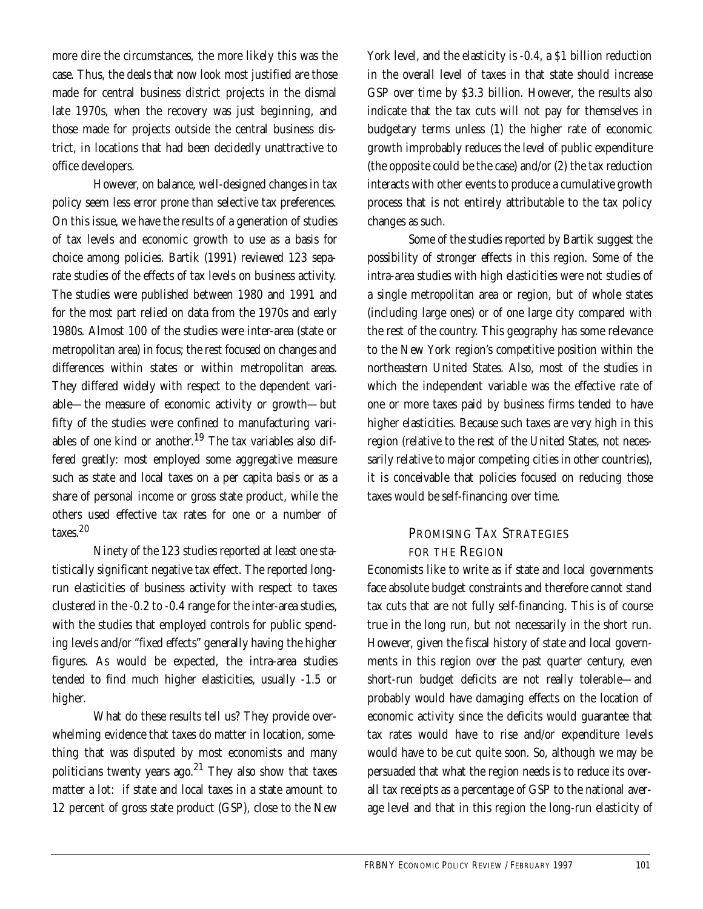more dire the circumstances, the more likely this was the case. Thus, the deals that now look most justified are those made for central business district projects in the dismal late 1970s, when the recovery was just beginning, and those made for projects outside the central business district, in locations that had been decidedly unattractive to office developers.

However, on balance, well-designed changes in tax policy seem less error prone than selective tax preferences. On this issue, we have the results of a generation of studies of tax levels and economic growth to use as a basis for choice among policies. Bartik (1991) reviewed 123 separate studies of the effects of tax levels on business activity. The studies were published between 1980 and 1991 and for the most part relied on data from the 1970s and early 1980s. Almost 100 of the studies were inter-area (state or metropolitan area) in focus; the rest focused on changes and differences within states or within metropolitan areas. They differed widely with respect to the dependent variable—the measure of economic activity or growth—but fifty of the studies were confined to manufacturing variables of one kind or another.[19] The tax variables also differed greatly: most employed some aggregative measure such as state and local taxes on a per capita basis or as a share of personal income or gross state product, while the others used effective tax rates for one or a number of taxes.[20]

Ninety of the 123 studies reported at least one statistically significant negative tax effect. The reported long-run elasticities of business activity with respect to taxes clustered in the -0.2 to -0.4 range for the inter-area studies, with the studies that employed controls for public spending levels and/or "fixed effects" generally having the higher figures. As would be expected, the intra-area studies tended to find much higher elasticities, usually -1.5 or higher.

What do these results tell us? They provide overwhelming evidence that taxes do matter in location, something that was disputed by most economists and many politicians twenty years ago.[21] They also show that taxes matter a lot: if state and local taxes in a state amount to 12 percent of gross state product (GSP), close to the New York level, and the elasticity is -0.4, a $1 billion reduction in the overall level of taxes in that state should increase GSP over time by $3.3 billion. However, the results also indicate that the tax cuts will not pay for themselves in budgetary terms unless (1) the higher rate of economic growth improbably reduces the level of public expenditure (the opposite could be the case) and/or (2) the tax reduction interacts with other events to produce a cumulative growth process that is not entirely attributable to the tax policy changes as such.

Some of the studies reported by Bartik suggest the possibility of stronger effects in this region. Some of the intra-area studies with high elasticities were not studies of a single metropolitan area or region, but of whole states (including large ones) or of one large city compared with the rest of the country. This geography has some relevance to the New York region's competitive position within the northeastern United States. Also, most of the studies in which the independent variable was the effective rate of one or more taxes paid by business firms tended to have higher elasticities. Because such taxes are very high in this region (relative to the rest of the United States, not necessarily relative to major competing cities in other countries), it is conceivable that policies focused on reducing those taxes would be self-financing over time.

## Promising Tax Strategies for the Region

Economists like to write as if state and local governments face absolute budget constraints and therefore cannot stand tax cuts that are not fully self-financing. This is of course true in the long run, but not necessarily in the short run. However, given the fiscal history of state and local governments in this region over the past quarter century, even short-run budget deficits are not really tolerable—and probably would have damaging effects on the location of economic activity since the deficits would guarantee that tax rates would have to rise and/or expenditure levels would have to be cut quite soon. So, although we may be persuaded that what the region needs is to reduce its overall tax receipts as a percentage of GSP to the national average level and that in this region the long-run elasticity of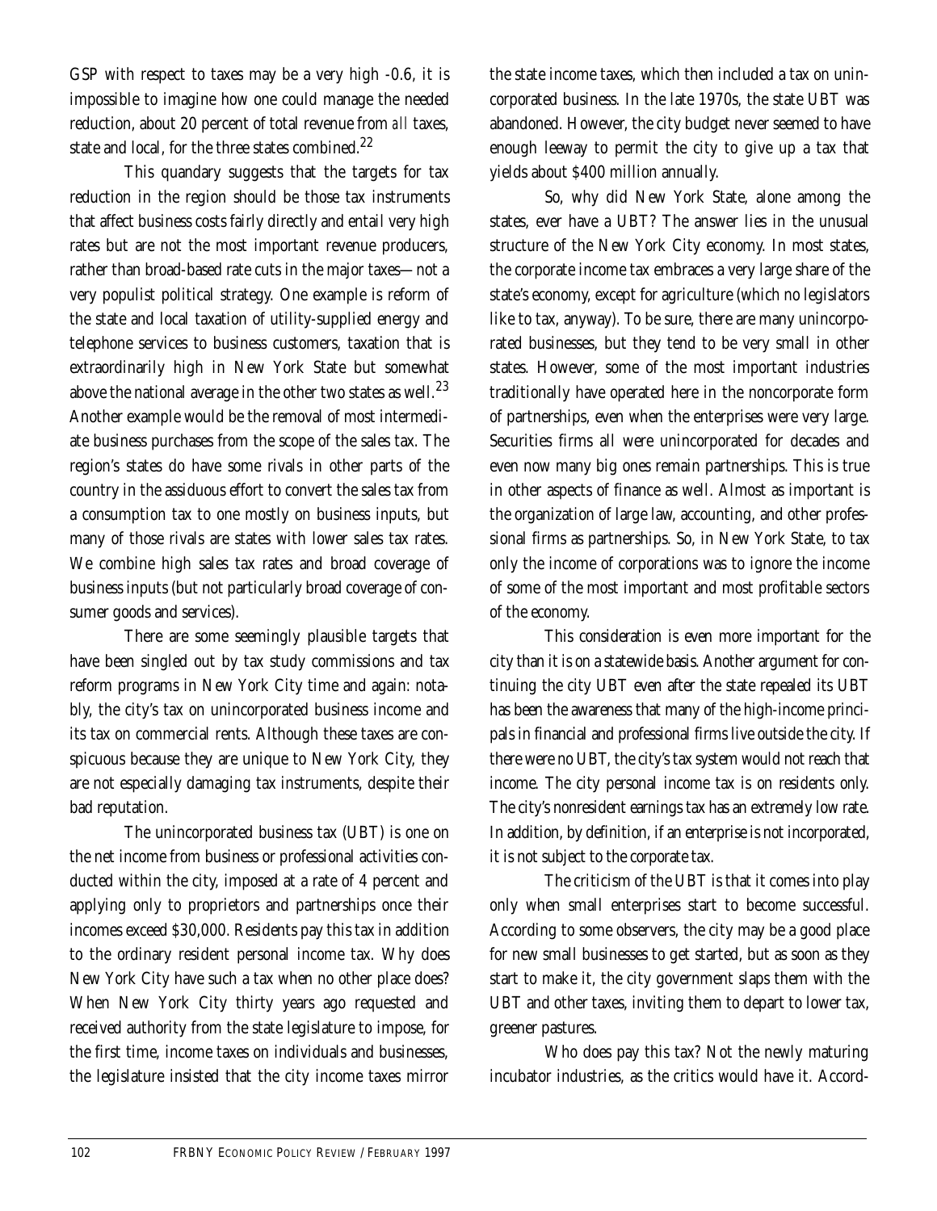GSP with respect to taxes may be a very high -0.6, it is impossible to imagine how one could manage the needed reduction, about 20 percent of total revenue from *all* taxes, state and local, for the three states combined.[22]

This quandary suggests that the targets for tax reduction in the region should be those tax instruments that affect business costs fairly directly and entail very high rates but are not the most important revenue producers, rather than broad-based rate cuts in the major taxes—not a very populist political strategy. One example is reform of the state and local taxation of utility-supplied energy and telephone services to business customers, taxation that is extraordinarily high in New York State but somewhat above the national average in the other two states as well.[23] Another example would be the removal of most intermediate business purchases from the scope of the sales tax. The region's states do have some rivals in other parts of the country in the assiduous effort to convert the sales tax from a consumption tax to one mostly on business inputs, but many of those rivals are states with lower sales tax rates. We combine high sales tax rates and broad coverage of business inputs (but not particularly broad coverage of consumer goods and services).

There are some seemingly plausible targets that have been singled out by tax study commissions and tax reform programs in New York City time and again: notably, the city's tax on unincorporated business income and its tax on commercial rents. Although these taxes are conspicuous because they are unique to New York City, they are not especially damaging tax instruments, despite their bad reputation.

The unincorporated business tax (UBT) is one on the net income from business or professional activities conducted within the city, imposed at a rate of 4 percent and applying only to proprietors and partnerships once their incomes exceed $30,000. Residents pay this tax in addition to the ordinary resident personal income tax. Why does New York City have such a tax when no other place does? When New York City thirty years ago requested and received authority from the state legislature to impose, for the first time, income taxes on individuals and businesses, the legislature insisted that the city income taxes mirror the state income taxes, which then included a tax on unincorporated business. In the late 1970s, the state UBT was abandoned. However, the city budget never seemed to have enough leeway to permit the city to give up a tax that yields about $400 million annually.

So, why did New York State, alone among the states, ever have a UBT? The answer lies in the unusual structure of the New York City economy. In most states, the corporate income tax embraces a very large share of the state's economy, except for agriculture (which no legislators like to tax, anyway). To be sure, there are many unincorporated businesses, but they tend to be very small in other states. However, some of the most important industries traditionally have operated here in the noncorporate form of partnerships, even when the enterprises were very large. Securities firms all were unincorporated for decades and even now many big ones remain partnerships. This is true in other aspects of finance as well. Almost as important is the organization of large law, accounting, and other professional firms as partnerships. So, in New York State, to tax only the income of corporations was to ignore the income of some of the most important and most profitable sectors of the economy.

This consideration is even more important for the city than it is on a statewide basis. Another argument for continuing the city UBT even after the state repealed its UBT has been the awareness that many of the high-income principals in financial and professional firms live outside the city. If there were no UBT, the city's tax system would not reach that income. The city personal income tax is on residents only. The city's nonresident earnings tax has an extremely low rate. In addition, by definition, if an enterprise is not incorporated, it is not subject to the corporate tax.

The criticism of the UBT is that it comes into play only when small enterprises start to become successful. According to some observers, the city may be a good place for new small businesses to get started, but as soon as they start to make it, the city government slaps them with the UBT and other taxes, inviting them to depart to lower tax, greener pastures.

Who does pay this tax? Not the newly maturing incubator industries, as the critics would have it. Accord-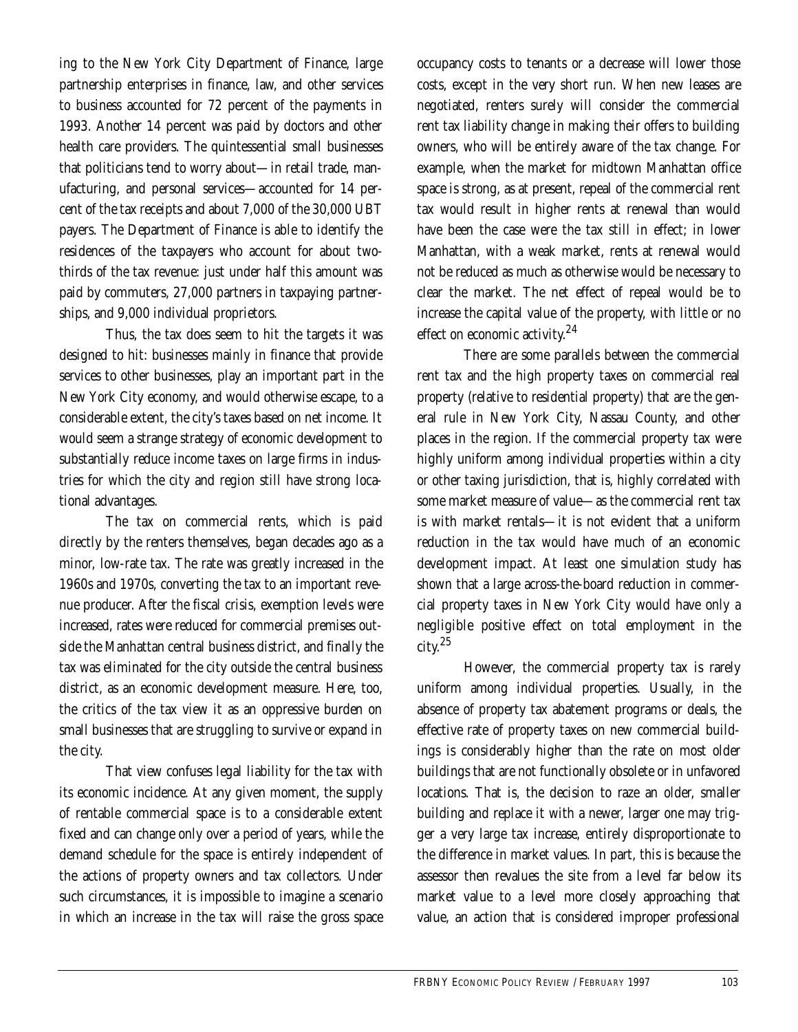ing to the New York City Department of Finance, large partnership enterprises in finance, law, and other services to business accounted for 72 percent of the payments in 1993. Another 14 percent was paid by doctors and other health care providers. The quintessential small businesses that politicians tend to worry about—in retail trade, manufacturing, and personal services—accounted for 14 percent of the tax receipts and about 7,000 of the 30,000 UBT payers. The Department of Finance is able to identify the residences of the taxpayers who account for about two-thirds of the tax revenue: just under half this amount was paid by commuters, 27,000 partners in taxpaying partnerships, and 9,000 individual proprietors.

Thus, the tax does seem to hit the targets it was designed to hit: businesses mainly in finance that provide services to other businesses, play an important part in the New York City economy, and would otherwise escape, to a considerable extent, the city's taxes based on net income. It would seem a strange strategy of economic development to substantially reduce income taxes on large firms in industries for which the city and region still have strong locational advantages.

The tax on commercial rents, which is paid directly by the renters themselves, began decades ago as a minor, low-rate tax. The rate was greatly increased in the 1960s and 1970s, converting the tax to an important revenue producer. After the fiscal crisis, exemption levels were increased, rates were reduced for commercial premises outside the Manhattan central business district, and finally the tax was eliminated for the city outside the central business district, as an economic development measure. Here, too, the critics of the tax view it as an oppressive burden on small businesses that are struggling to survive or expand in the city.

That view confuses legal liability for the tax with its economic incidence. At any given moment, the supply of rentable commercial space is to a considerable extent fixed and can change only over a period of years, while the demand schedule for the space is entirely independent of the actions of property owners and tax collectors. Under such circumstances, it is impossible to imagine a scenario in which an increase in the tax will raise the gross space occupancy costs to tenants or a decrease will lower those costs, except in the very short run. When new leases are negotiated, renters surely will consider the commercial rent tax liability change in making their offers to building owners, who will be entirely aware of the tax change. For example, when the market for midtown Manhattan office space is strong, as at present, repeal of the commercial rent tax would result in higher rents at renewal than would have been the case were the tax still in effect; in lower Manhattan, with a weak market, rents at renewal would not be reduced as much as otherwise would be necessary to clear the market. The net effect of repeal would be to increase the capital value of the property, with little or no effect on economic activity.[24]

There are some parallels between the commercial rent tax and the high property taxes on commercial real property (relative to residential property) that are the general rule in New York City, Nassau County, and other places in the region. If the commercial property tax were highly uniform among individual properties within a city or other taxing jurisdiction, that is, highly correlated with some market measure of value—as the commercial rent tax is with market rentals—it is not evident that a uniform reduction in the tax would have much of an economic development impact. At least one simulation study has shown that a large across-the-board reduction in commercial property taxes in New York City would have only a negligible positive effect on total employment in the city.[25]

However, the commercial property tax is rarely uniform among individual properties. Usually, in the absence of property tax abatement programs or deals, the effective rate of property taxes on new commercial buildings is considerably higher than the rate on most older buildings that are not functionally obsolete or in unfavored locations. That is, the decision to raze an older, smaller building and replace it with a newer, larger one may trigger a very large tax increase, entirely disproportionate to the difference in market values. In part, this is because the assessor then revalues the site from a level far below its market value to a level more closely approaching that value, an action that is considered improper professional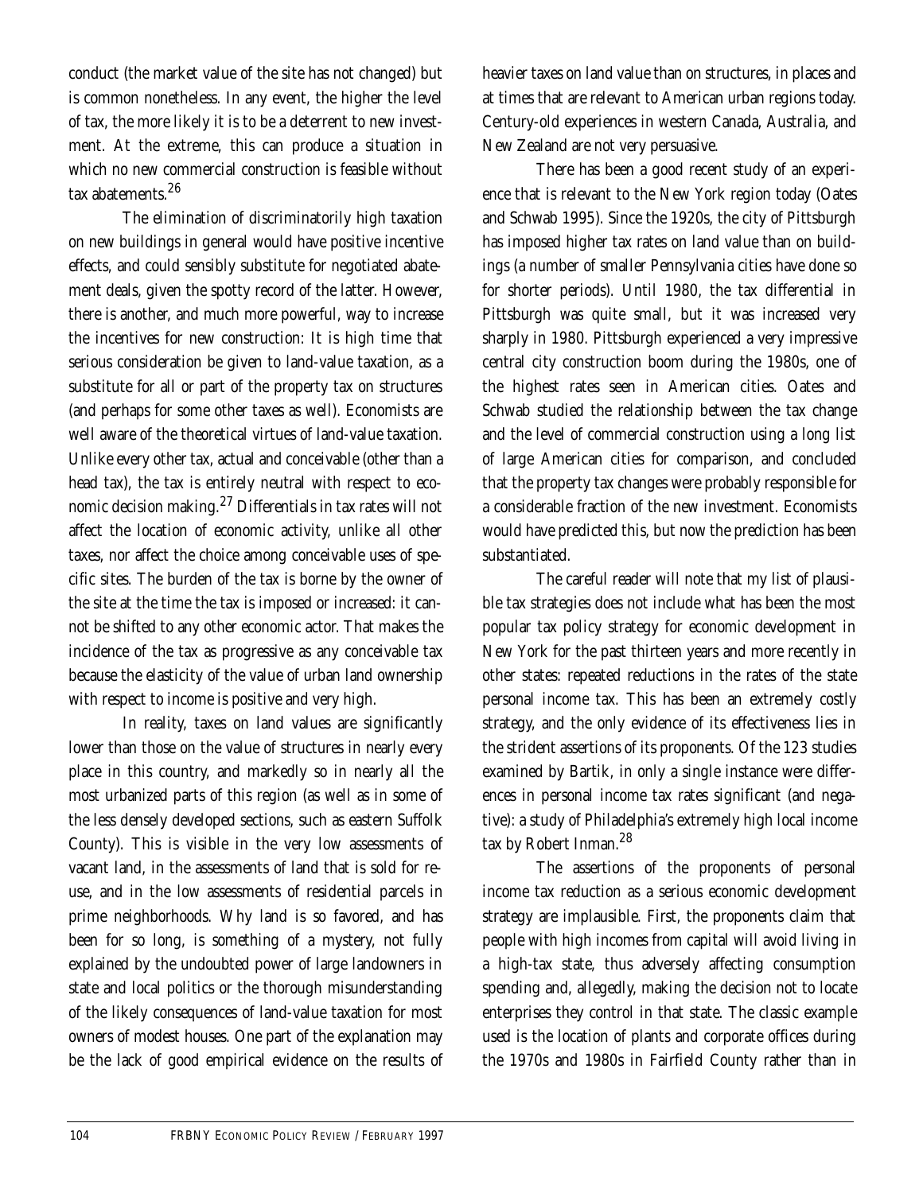conduct (the market value of the site has not changed) but is common nonetheless. In any event, the higher the level of tax, the more likely it is to be a deterrent to new investment. At the extreme, this can produce a situation in which no new commercial construction is feasible without tax abatements.[26]

The elimination of discriminatorily high taxation on new buildings in general would have positive incentive effects, and could sensibly substitute for negotiated abatement deals, given the spotty record of the latter. However, there is another, and much more powerful, way to increase the incentives for new construction: It is high time that serious consideration be given to land-value taxation, as a substitute for all or part of the property tax on structures (and perhaps for some other taxes as well). Economists are well aware of the theoretical virtues of land-value taxation. Unlike every other tax, actual and conceivable (other than a head tax), the tax is entirely neutral with respect to economic decision making.[27] Differentials in tax rates will not affect the location of economic activity, unlike all other taxes, nor affect the choice among conceivable uses of specific sites. The burden of the tax is borne by the owner of the site at the time the tax is imposed or increased: it cannot be shifted to any other economic actor. That makes the incidence of the tax as progressive as any conceivable tax because the elasticity of the value of urban land ownership with respect to income is positive and very high.

In reality, taxes on land values are significantly lower than those on the value of structures in nearly every place in this country, and markedly so in nearly all the most urbanized parts of this region (as well as in some of the less densely developed sections, such as eastern Suffolk County). This is visible in the very low assessments of vacant land, in the assessments of land that is sold for reuse, and in the low assessments of residential parcels in prime neighborhoods. Why land is so favored, and has been for so long, is something of a mystery, not fully explained by the undoubted power of large landowners in state and local politics or the thorough misunderstanding of the likely consequences of land-value taxation for most owners of modest houses. One part of the explanation may be the lack of good empirical evidence on the results of heavier taxes on land value than on structures, in places and at times that are relevant to American urban regions today. Century-old experiences in western Canada, Australia, and New Zealand are not very persuasive.

There has been a good recent study of an experience that is relevant to the New York region today (Oates and Schwab 1995). Since the 1920s, the city of Pittsburgh has imposed higher tax rates on land value than on buildings (a number of smaller Pennsylvania cities have done so for shorter periods). Until 1980, the tax differential in Pittsburgh was quite small, but it was increased very sharply in 1980. Pittsburgh experienced a very impressive central city construction boom during the 1980s, one of the highest rates seen in American cities. Oates and Schwab studied the relationship between the tax change and the level of commercial construction using a long list of large American cities for comparison, and concluded that the property tax changes were probably responsible for a considerable fraction of the new investment. Economists would have predicted this, but now the prediction has been substantiated.

The careful reader will note that my list of plausible tax strategies does not include what has been the most popular tax policy strategy for economic development in New York for the past thirteen years and more recently in other states: repeated reductions in the rates of the state personal income tax. This has been an extremely costly strategy, and the only evidence of its effectiveness lies in the strident assertions of its proponents. Of the 123 studies examined by Bartik, in only a single instance were differences in personal income tax rates significant (and negative): a study of Philadelphia's extremely high local income tax by Robert Inman.[28]

The assertions of the proponents of personal income tax reduction as a serious economic development strategy are implausible. First, the proponents claim that people with high incomes from capital will avoid living in a high-tax state, thus adversely affecting consumption spending and, allegedly, making the decision not to locate enterprises they control in that state. The classic example used is the location of plants and corporate offices during the 1970s and 1980s in Fairfield County rather than in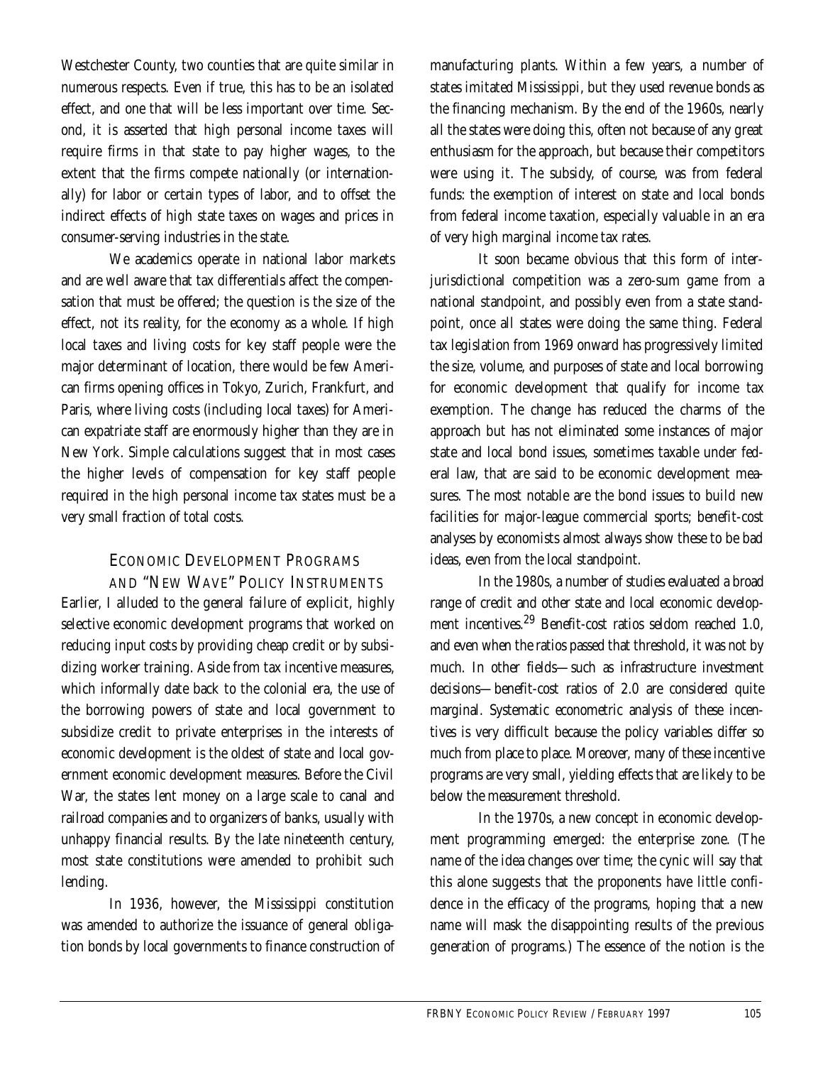Westchester County, two counties that are quite similar in numerous respects. Even if true, this has to be an isolated effect, and one that will be less important over time. Second, it is asserted that high personal income taxes will require firms in that state to pay higher wages, to the extent that the firms compete nationally (or internationally) for labor or certain types of labor, and to offset the indirect effects of high state taxes on wages and prices in consumer-serving industries in the state.

We academics operate in national labor markets and are well aware that tax differentials affect the compensation that must be offered; the question is the size of the effect, not its reality, for the economy as a whole. If high local taxes and living costs for key staff people were the major determinant of location, there would be few American firms opening offices in Tokyo, Zurich, Frankfurt, and Paris, where living costs (including local taxes) for American expatriate staff are enormously higher than they are in New York. Simple calculations suggest that in most cases the higher levels of compensation for key staff people required in the high personal income tax states must be a very small fraction of total costs.

## Economic Development Programs and "New Wave" Policy Instruments

Earlier, I alluded to the general failure of explicit, highly selective economic development programs that worked on reducing input costs by providing cheap credit or by subsidizing worker training. Aside from tax incentive measures, which informally date back to the colonial era, the use of the borrowing powers of state and local government to subsidize credit to private enterprises in the interests of economic development is the oldest of state and local government economic development measures. Before the Civil War, the states lent money on a large scale to canal and railroad companies and to organizers of banks, usually with unhappy financial results. By the late nineteenth century, most state constitutions were amended to prohibit such lending.

In 1936, however, the Mississippi constitution was amended to authorize the issuance of general obligation bonds by local governments to finance construction of manufacturing plants. Within a few years, a number of states imitated Mississippi, but they used revenue bonds as the financing mechanism. By the end of the 1960s, nearly all the states were doing this, often not because of any great enthusiasm for the approach, but because their competitors were using it. The subsidy, of course, was from federal funds: the exemption of interest on state and local bonds from federal income taxation, especially valuable in an era of very high marginal income tax rates.

It soon became obvious that this form of interjurisdictional competition was a zero-sum game from a national standpoint, and possibly even from a state standpoint, once all states were doing the same thing. Federal tax legislation from 1969 onward has progressively limited the size, volume, and purposes of state and local borrowing for economic development that qualify for income tax exemption. The change has reduced the charms of the approach but has not eliminated some instances of major state and local bond issues, sometimes taxable under federal law, that are said to be economic development measures. The most notable are the bond issues to build new facilities for major-league commercial sports; benefit-cost analyses by economists almost always show these to be bad ideas, even from the local standpoint.

In the 1980s, a number of studies evaluated a broad range of credit and other state and local economic development incentives.[29] Benefit-cost ratios seldom reached 1.0, and even when the ratios passed that threshold, it was not by much. In other fields—such as infrastructure investment decisions—benefit-cost ratios of 2.0 are considered quite marginal. Systematic econometric analysis of these incentives is very difficult because the policy variables differ so much from place to place. Moreover, many of these incentive programs are very small, yielding effects that are likely to be below the measurement threshold.

In the 1970s, a new concept in economic development programming emerged: the enterprise zone. (The name of the idea changes over time; the cynic will say that this alone suggests that the proponents have little confidence in the efficacy of the programs, hoping that a new name will mask the disappointing results of the previous generation of programs.) The essence of the notion is the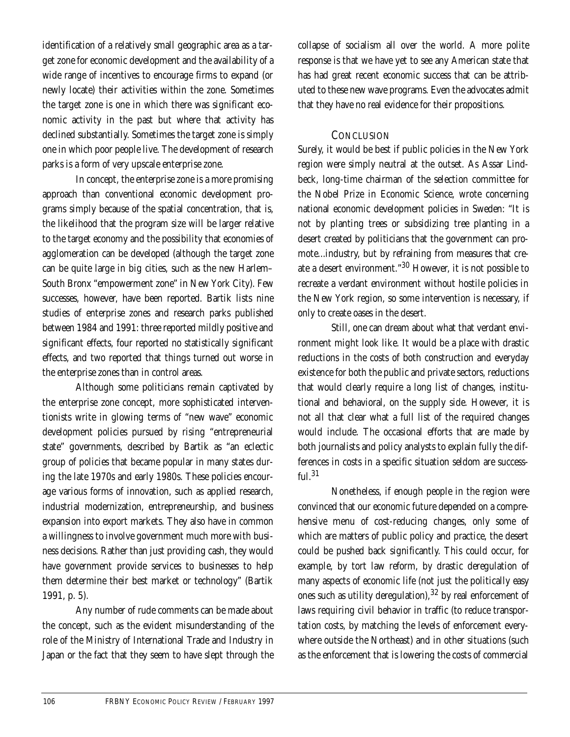identification of a relatively small geographic area as a target zone for economic development and the availability of a wide range of incentives to encourage firms to expand (or newly locate) their activities within the zone. Sometimes the target zone is one in which there was significant economic activity in the past but where that activity has declined substantially. Sometimes the target zone is simply one in which poor people live. The development of research parks is a form of very upscale enterprise zone.

In concept, the enterprise zone is a more promising approach than conventional economic development programs simply because of the spatial concentration, that is, the likelihood that the program size will be larger relative to the target economy and the possibility that economies of agglomeration can be developed (although the target zone can be quite large in big cities, such as the new Harlem–South Bronx "empowerment zone" in New York City). Few successes, however, have been reported. Bartik lists nine studies of enterprise zones and research parks published between 1984 and 1991: three reported mildly positive and significant effects, four reported no statistically significant effects, and two reported that things turned out worse in the enterprise zones than in control areas.

Although some politicians remain captivated by the enterprise zone concept, more sophisticated interventionists write in glowing terms of "new wave" economic development policies pursued by rising "entrepreneurial state" governments, described by Bartik as "an eclectic group of policies that became popular in many states during the late 1970s and early 1980s. These policies encourage various forms of innovation, such as applied research, industrial modernization, entrepreneurship, and business expansion into export markets. They also have in common a willingness to involve government much more with business decisions. Rather than just providing cash, they would have government provide services to businesses to help them determine their best market or technology" (Bartik 1991, p. 5).

Any number of rude comments can be made about the concept, such as the evident misunderstanding of the role of the Ministry of International Trade and Industry in Japan or the fact that they seem to have slept through the collapse of socialism all over the world. A more polite response is that we have yet to see any American state that has had great recent economic success that can be attributed to these new wave programs. Even the advocates admit that they have no real evidence for their propositions.

## Conclusion

Surely, it would be best if public policies in the New York region were simply neutral at the outset. As Assar Lindbeck, long-time chairman of the selection committee for the Nobel Prize in Economic Science, wrote concerning national economic development policies in Sweden: "It is not by planting trees or subsidizing tree planting in a desert created by politicians that the government can promote...industry, but by refraining from measures that create a desert environment."[30] However, it is not possible to recreate a verdant environment without hostile policies in the New York region, so some intervention is necessary, if only to create oases in the desert.

Still, one can dream about what that verdant environment might look like. It would be a place with drastic reductions in the costs of both construction and everyday existence for both the public and private sectors, reductions that would clearly require a long list of changes, institutional and behavioral, on the supply side. However, it is not all that clear what a full list of the required changes would include. The occasional efforts that are made by both journalists and policy analysts to explain fully the differences in costs in a specific situation seldom are successful.[31]

Nonetheless, if enough people in the region were convinced that our economic future depended on a comprehensive menu of cost-reducing changes, only some of which are matters of public policy and practice, the desert could be pushed back significantly. This could occur, for example, by tort law reform, by drastic deregulation of many aspects of economic life (not just the politically easy ones such as utility deregulation),[32] by real enforcement of laws requiring civil behavior in traffic (to reduce transportation costs, by matching the levels of enforcement everywhere outside the Northeast) and in other situations (such as the enforcement that is lowering the costs of commercial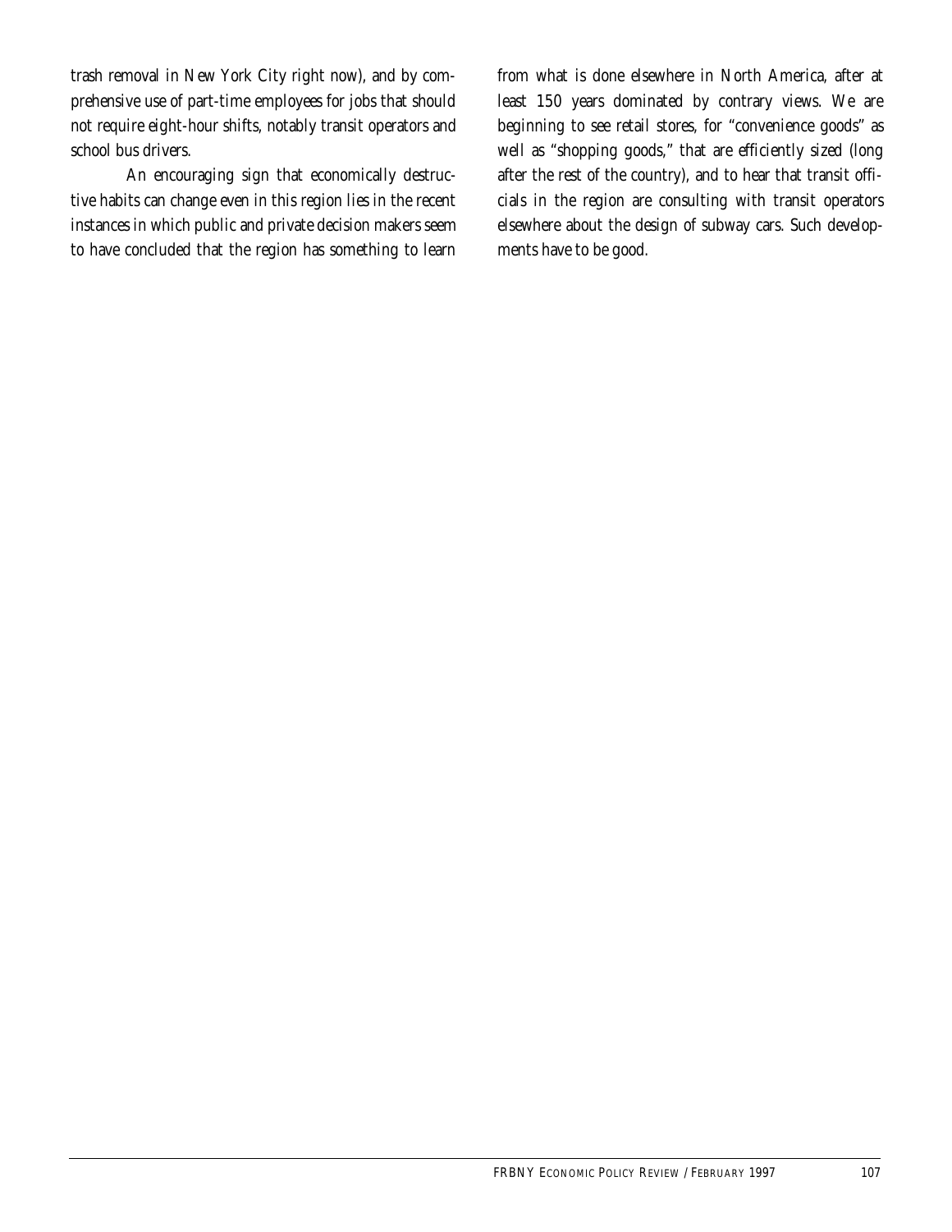trash removal in New York City right now), and by comprehensive use of part-time employees for jobs that should not require eight-hour shifts, notably transit operators and school bus drivers.

An encouraging sign that economically destructive habits can change even in this region lies in the recent instances in which public and private decision makers seem to have concluded that the region has something to learn from what is done elsewhere in North America, after at least 150 years dominated by contrary views. We are beginning to see retail stores, for "convenience goods" as well as "shopping goods," that are efficiently sized (long after the rest of the country), and to hear that transit officials in the region are consulting with transit operators elsewhere about the design of subway cars. Such developments have to be good.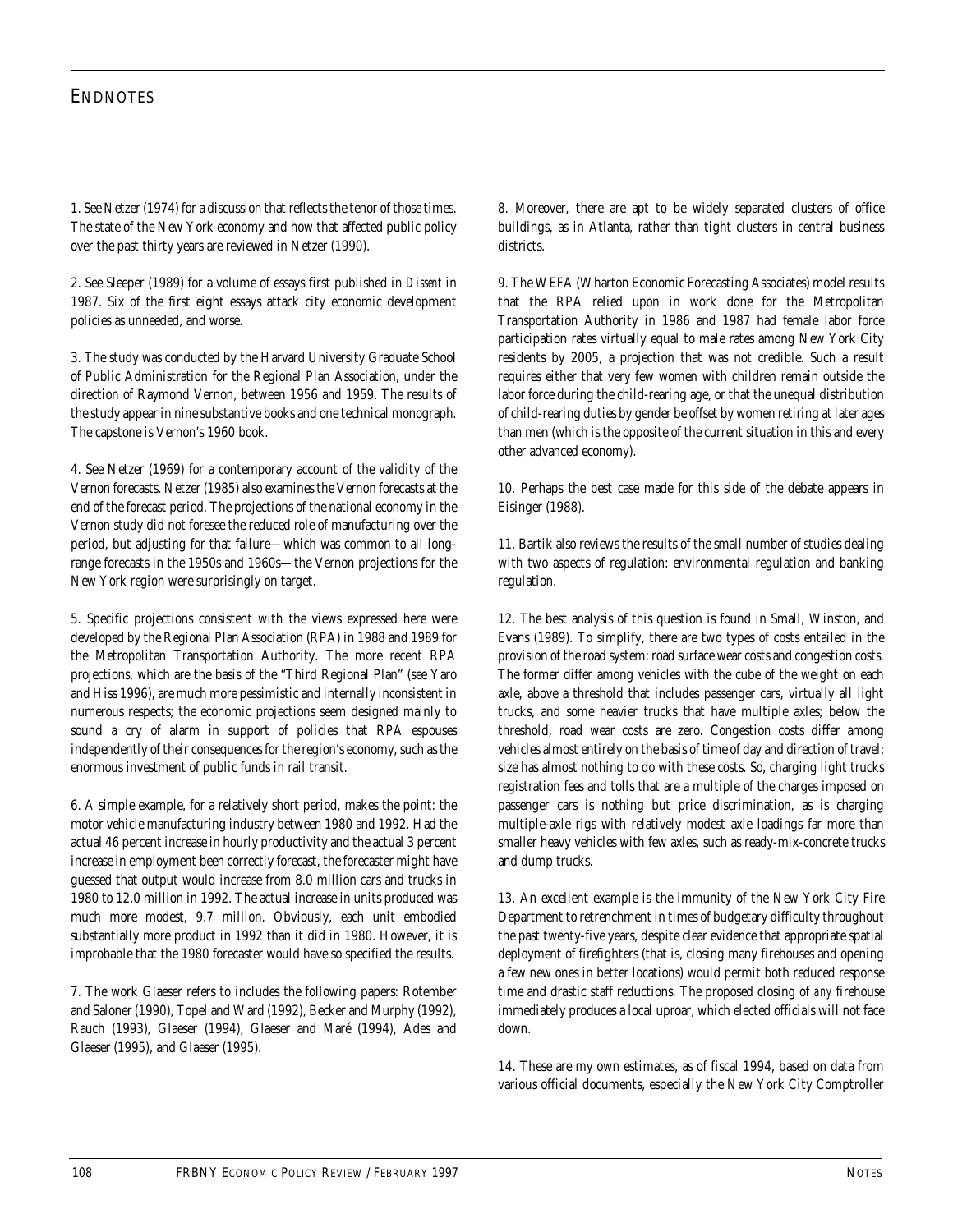## ENDNOTES

1. See Netzer (1974) for a discussion that reflects the tenor of those times. The state of the New York economy and how that affected public policy over the past thirty years are reviewed in Netzer (1990).

2. See Sleeper (1989) for a volume of essays first published in *Dissent* in 1987. Six of the first eight essays attack city economic development policies as unneeded, and worse.

3. The study was conducted by the Harvard University Graduate School of Public Administration for the Regional Plan Association, under the direction of Raymond Vernon, between 1956 and 1959. The results of the study appear in nine substantive books and one technical monograph. The capstone is Vernon's 1960 book.

4. See Netzer (1969) for a contemporary account of the validity of the Vernon forecasts. Netzer (1985) also examines the Vernon forecasts at the end of the forecast period. The projections of the national economy in the Vernon study did not foresee the reduced role of manufacturing over the period, but adjusting for that failure—which was common to all long-range forecasts in the 1950s and 1960s—the Vernon projections for the New York region were surprisingly on target.

5. Specific projections consistent with the views expressed here were developed by the Regional Plan Association (RPA) in 1988 and 1989 for the Metropolitan Transportation Authority. The more recent RPA projections, which are the basis of the "Third Regional Plan" (see Yaro and Hiss 1996), are much more pessimistic and internally inconsistent in numerous respects; the economic projections seem designed mainly to sound a cry of alarm in support of policies that RPA espouses independently of their consequences for the region's economy, such as the enormous investment of public funds in rail transit.

6. A simple example, for a relatively short period, makes the point: the motor vehicle manufacturing industry between 1980 and 1992. Had the actual 46 percent increase in hourly productivity and the actual 3 percent increase in employment been correctly forecast, the forecaster might have guessed that output would increase from 8.0 million cars and trucks in 1980 to 12.0 million in 1992. The actual increase in units produced was much more modest, 9.7 million. Obviously, each unit embodied substantially more product in 1992 than it did in 1980. However, it is improbable that the 1980 forecaster would have so specified the results.

7. The work Glaeser refers to includes the following papers: Rotember and Saloner (1990), Topel and Ward (1992), Becker and Murphy (1992), Rauch (1993), Glaeser (1994), Glaeser and Maré (1994), Ades and Glaeser (1995), and Glaeser (1995).

8. Moreover, there are apt to be widely separated clusters of office buildings, as in Atlanta, rather than tight clusters in central business districts.

9. The WEFA (Wharton Economic Forecasting Associates) model results that the RPA relied upon in work done for the Metropolitan Transportation Authority in 1986 and 1987 had female labor force participation rates virtually equal to male rates among New York City residents by 2005, a projection that was not credible. Such a result requires either that very few women with children remain outside the labor force during the child-rearing age, or that the unequal distribution of child-rearing duties by gender be offset by women retiring at later ages than men (which is the opposite of the current situation in this and every other advanced economy).

10. Perhaps the best case made for this side of the debate appears in Eisinger (1988).

11. Bartik also reviews the results of the small number of studies dealing with two aspects of regulation: environmental regulation and banking regulation.

12. The best analysis of this question is found in Small, Winston, and Evans (1989). To simplify, there are two types of costs entailed in the provision of the road system: road surface wear costs and congestion costs. The former differ among vehicles with the cube of the weight on each axle, above a threshold that includes passenger cars, virtually all light trucks, and some heavier trucks that have multiple axles; below the threshold, road wear costs are zero. Congestion costs differ among vehicles almost entirely on the basis of time of day and direction of travel; size has almost nothing to do with these costs. So, charging light trucks registration fees and tolls that are a multiple of the charges imposed on passenger cars is nothing but price discrimination, as is charging multiple-axle rigs with relatively modest axle loadings far more than smaller heavy vehicles with few axles, such as ready-mix-concrete trucks and dump trucks.

13. An excellent example is the immunity of the New York City Fire Department to retrenchment in times of budgetary difficulty throughout the past twenty-five years, despite clear evidence that appropriate spatial deployment of firefighters (that is, closing many firehouses and opening a few new ones in better locations) would permit both reduced response time and drastic staff reductions. The proposed closing of *any* firehouse immediately produces a local uproar, which elected officials will not face down.

14. These are my own estimates, as of fiscal 1994, based on data from various official documents, especially the New York City Comptroller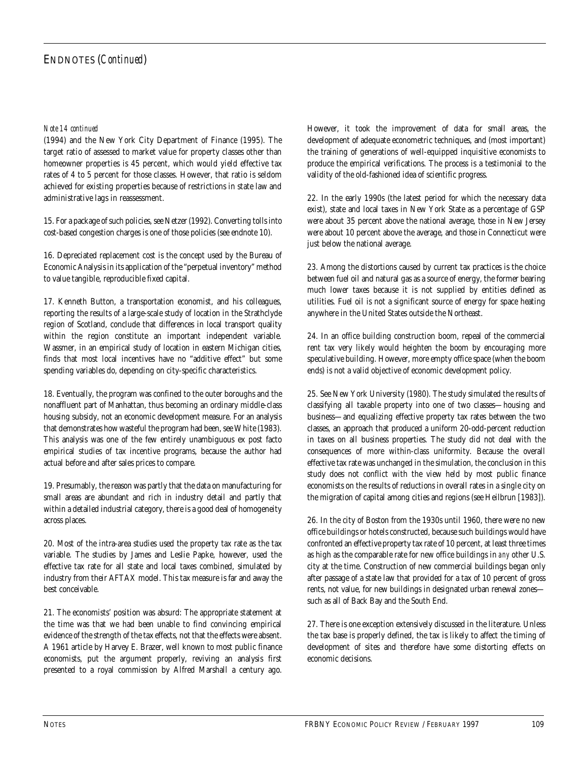## ENDNOTES (*Continued*)

*Note 14 continued*

(1994) and the New York City Department of Finance (1995). The target ratio of assessed to market value for property classes other than homeowner properties is 45 percent, which would yield effective tax rates of 4 to 5 percent for those classes. However, that ratio is seldom achieved for existing properties because of restrictions in state law and administrative lags in reassessment.

15. For a package of such policies, see Netzer (1992). Converting tolls into cost-based congestion charges is one of those policies (see endnote 10).

16. Depreciated replacement cost is the concept used by the Bureau of Economic Analysis in its application of the "perpetual inventory" method to value tangible, reproducible fixed capital.

17. Kenneth Button, a transportation economist, and his colleagues, reporting the results of a large-scale study of location in the Strathclyde region of Scotland, conclude that differences in local transport quality within the region constitute an important independent variable. Wassmer, in an empirical study of location in eastern Michigan cities, finds that most local incentives have no "additive effect" but some spending variables do, depending on city-specific characteristics.

18. Eventually, the program was confined to the outer boroughs and the nonaffluent part of Manhattan, thus becoming an ordinary middle-class housing subsidy, not an economic development measure. For an analysis that demonstrates how wasteful the program had been, see White (1983). This analysis was one of the few entirely unambiguous ex post facto empirical studies of tax incentive programs, because the author had actual before and after sales prices to compare.

19. Presumably, the reason was partly that the data on manufacturing for small areas are abundant and rich in industry detail and partly that within a detailed industrial category, there is a good deal of homogeneity across places.

20. Most of the intra-area studies used the property tax rate as the tax variable. The studies by James and Leslie Papke, however, used the effective tax rate for all state and local taxes combined, simulated by industry from their AFTAX model. This tax measure is far and away the best conceivable.

21. The economists' position was absurd: The appropriate statement at the time was that we had been unable to find convincing empirical evidence of the strength of the tax effects, not that the effects were absent. A 1961 article by Harvey E. Brazer, well known to most public finance economists, put the argument properly, reviving an analysis first presented to a royal commission by Alfred Marshall a century ago. However, it took the improvement of data for small areas, the development of adequate econometric techniques, and (most important) the training of generations of well-equipped inquisitive economists to produce the empirical verifications. The process is a testimonial to the validity of the old-fashioned idea of scientific progress.

22. In the early 1990s (the latest period for which the necessary data exist), state and local taxes in New York State as a percentage of GSP were about 35 percent above the national average, those in New Jersey were about 10 percent above the average, and those in Connecticut were just below the national average.

23. Among the distortions caused by current tax practices is the choice between fuel oil and natural gas as a source of energy, the former bearing much lower taxes because it is not supplied by entities defined as utilities. Fuel oil is not a significant source of energy for space heating anywhere in the United States outside the Northeast.

24. In an office building construction boom, repeal of the commercial rent tax very likely would heighten the boom by encouraging more speculative building. However, more empty office space (when the boom ends) is not a valid objective of economic development policy.

25. See New York University (1980). The study simulated the results of classifying all taxable property into one of two classes—housing and business—and equalizing effective property tax rates between the two classes, an approach that produced a uniform 20-odd-percent reduction in taxes on all business properties. The study did not deal with the consequences of more within-class uniformity. Because the overall effective tax rate was unchanged in the simulation, the conclusion in this study does not conflict with the view held by most public finance economists on the results of reductions in overall rates in a single city on the migration of capital among cities and regions (see Heilbrun [1983]).

26. In the city of Boston from the 1930s until 1960, there were no new office buildings or hotels constructed, because such buildings would have confronted an effective property tax rate of 10 percent, at least three times as high as the comparable rate for new office buildings in *any* other U.S. city at the time. Construction of new commercial buildings began only after passage of a state law that provided for a tax of 10 percent of gross rents, not value, for new buildings in designated urban renewal zones—such as all of Back Bay and the South End.

27. There is one exception extensively discussed in the literature. Unless the tax base is properly defined, the tax is likely to affect the timing of development of sites and therefore have some distorting effects on economic decisions.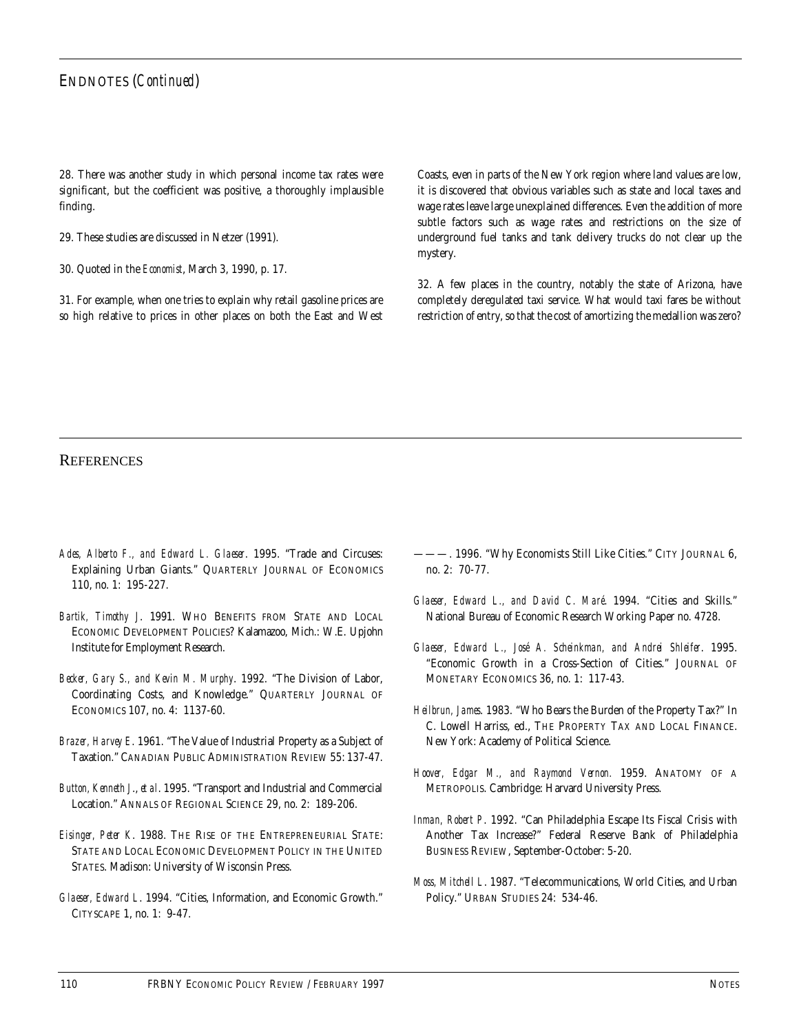## ENDNOTES (*Continued*)

28. There was another study in which personal income tax rates were significant, but the coefficient was positive, a thoroughly implausible finding.

29. These studies are discussed in Netzer (1991).

30. Quoted in the *Economist*, March 3, 1990, p. 17.

31. For example, when one tries to explain why retail gasoline prices are so high relative to prices in other places on both the East and West Coasts, even in parts of the New York region where land values are low, it is discovered that obvious variables such as state and local taxes and wage rates leave large unexplained differences. Even the addition of more subtle factors such as wage rates and restrictions on the size of underground fuel tanks and tank delivery trucks do not clear up the mystery.

32. A few places in the country, notably the state of Arizona, have completely deregulated taxi service. What would taxi fares be without restriction of entry, so that the cost of amortizing the medallion was zero?

## REFERENCES

*Ades, Alberto F., and Edward L. Glaeser*. 1995. "Trade and Circuses: Explaining Urban Giants." QUARTERLY JOURNAL OF ECONOMICS 110, no. 1: 195-227.

*Bartik, Timothy J*. 1991. WHO BENEFITS FROM STATE AND LOCAL ECONOMIC DEVELOPMENT POLICIES? Kalamazoo, Mich.: W.E. Upjohn Institute for Employment Research.

*Becker, Gary S., and Kevin M. Murphy*. 1992. "The Division of Labor, Coordinating Costs, and Knowledge." QUARTERLY JOURNAL OF ECONOMICS 107, no. 4: 1137-60.

*Brazer, Harvey E*. 1961. "The Value of Industrial Property as a Subject of Taxation." CANADIAN PUBLIC ADMINISTRATION REVIEW 55: 137-47.

*Button, Kenneth J., et al*. 1995. "Transport and Industrial and Commercial Location." ANNALS OF REGIONAL SCIENCE 29, no. 2: 189-206.

*Eisinger, Peter K*. 1988. THE RISE OF THE ENTREPRENEURIAL STATE: STATE AND LOCAL ECONOMIC DEVELOPMENT POLICY IN THE UNITED STATES. Madison: University of Wisconsin Press.

*Glaeser, Edward L*. 1994. "Cities, Information, and Economic Growth." CITYSCAPE 1, no. 1: 9-47.

———. 1996. "Why Economists Still Like Cities." CITY JOURNAL 6, no. 2: 70-77.

*Glaeser, Edward L., and David C. Maré*. 1994. "Cities and Skills." National Bureau of Economic Research Working Paper no. 4728.

*Glaeser, Edward L., José A. Scheinkman, and Andrei Shleifer*. 1995. "Economic Growth in a Cross-Section of Cities." JOURNAL OF MONETARY ECONOMICS 36, no. 1: 117-43.

*Heilbrun, James*. 1983. "Who Bears the Burden of the Property Tax?" In C. Lowell Harriss, ed., THE PROPERTY TAX AND LOCAL FINANCE. New York: Academy of Political Science.

*Hoover, Edgar M., and Raymond Vernon*. 1959. ANATOMY OF A METROPOLIS. Cambridge: Harvard University Press.

*Inman, Robert P*. 1992. "Can Philadelphia Escape Its Fiscal Crisis with Another Tax Increase?" Federal Reserve Bank of Philadelphia BUSINESS REVIEW, September-October: 5-20.

*Moss, Mitchell L*. 1987. "Telecommunications, World Cities, and Urban Policy." URBAN STUDIES 24: 534-46.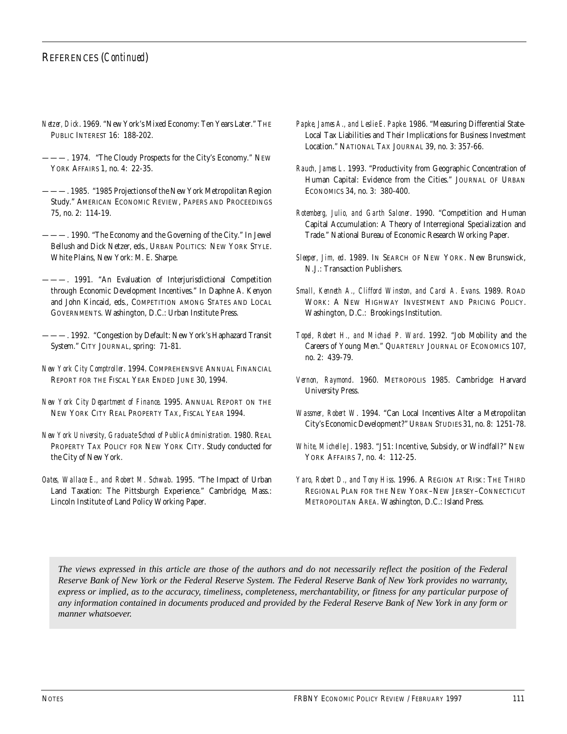## REFERENCES *(Continued)*

*Netzer, Dick*. 1969. "New York's Mixed Economy: Ten Years Later." THE PUBLIC INTEREST 16: 188-202.

———. 1974. "The Cloudy Prospects for the City's Economy." NEW YORK AFFAIRS 1, no. 4: 22-35.

———. 1985. "1985 Projections of the New York Metropolitan Region Study." AMERICAN ECONOMIC REVIEW, PAPERS AND PROCEEDINGS 75, no. 2: 114-19.

———. 1990. "The Economy and the Governing of the City." In Jewel Bellush and Dick Netzer, eds., URBAN POLITICS: NEW YORK STYLE. White Plains, New York: M. E. Sharpe.

———. 1991. "An Evaluation of Interjurisdictional Competition through Economic Development Incentives." In Daphne A. Kenyon and John Kincaid, eds., COMPETITION AMONG STATES AND LOCAL GOVERNMENTS. Washington, D.C.: Urban Institute Press.

———. 1992. "Congestion by Default: New York's Haphazard Transit System." CITY JOURNAL, spring: 71-81.

*New York City Comptroller*. 1994. COMPREHENSIVE ANNUAL FINANCIAL REPORT FOR THE FISCAL YEAR ENDED JUNE 30, 1994.

*New York City Department of Finance*. 1995. ANNUAL REPORT ON THE NEW YORK CITY REAL PROPERTY TAX, FISCAL YEAR 1994.

*New York University, Graduate School of Public Administration.* 1980. REAL PROPERTY TAX POLICY FOR NEW YORK CITY. Study conducted for the City of New York.

*Oates, Wallace E., and Robert M. Schwab*. 1995. "The Impact of Urban Land Taxation: The Pittsburgh Experience." Cambridge, Mass.: Lincoln Institute of Land Policy Working Paper.

*Papke, James A., and Leslie E. Papke.* 1986. "Measuring Differential State-Local Tax Liabilities and Their Implications for Business Investment Location." NATIONAL TAX JOURNAL 39, no. 3: 357-66.

*Rauch, James L*. 1993. "Productivity from Geographic Concentration of Human Capital: Evidence from the Cities." JOURNAL OF URBAN ECONOMICS 34, no. 3: 380-400.

*Rotemberg, Julio, and Garth Saloner*. 1990. "Competition and Human Capital Accumulation: A Theory of Interregional Specialization and Trade." National Bureau of Economic Research Working Paper.

*Sleeper, Jim, ed*. 1989. IN SEARCH OF NEW YORK. New Brunswick, N.J.: Transaction Publishers.

*Small, Kenneth A., Clifford Winston, and Carol A. Evans*. 1989. ROAD WORK: A NEW HIGHWAY INVESTMENT AND PRICING POLICY. Washington, D.C.: Brookings Institution.

*Topel, Robert H., and Michael P. Ward*. 1992. "Job Mobility and the Careers of Young Men." QUARTERLY JOURNAL OF ECONOMICS 107, no. 2: 439-79.

*Vernon, Raymond*. 1960. METROPOLIS 1985. Cambridge: Harvard University Press.

*Wassmer, Robert W*. 1994. "Can Local Incentives Alter a Metropolitan City's Economic Development?" URBAN STUDIES 31, no. 8: 1251-78.

*White, Michelle J*. 1983. "J51: Incentive, Subsidy, or Windfall?" NEW YORK AFFAIRS 7, no. 4: 112-25.

*Yaro, Robert D., and Tony Hiss*. 1996. A REGION AT RISK: THE THIRD REGIONAL PLAN FOR THE NEW YORK–NEW JERSEY–CONNECTICUT METROPOLITAN AREA. Washington, D.C.: Island Press.

*The views expressed in this article are those of the authors and do not necessarily reflect the position of the Federal Reserve Bank of New York or the Federal Reserve System. The Federal Reserve Bank of New York provides no warranty, express or implied, as to the accuracy, timeliness, completeness, merchantability, or fitness for any particular purpose of any information contained in documents produced and provided by the Federal Reserve Bank of New York in any form or manner whatsoever.*